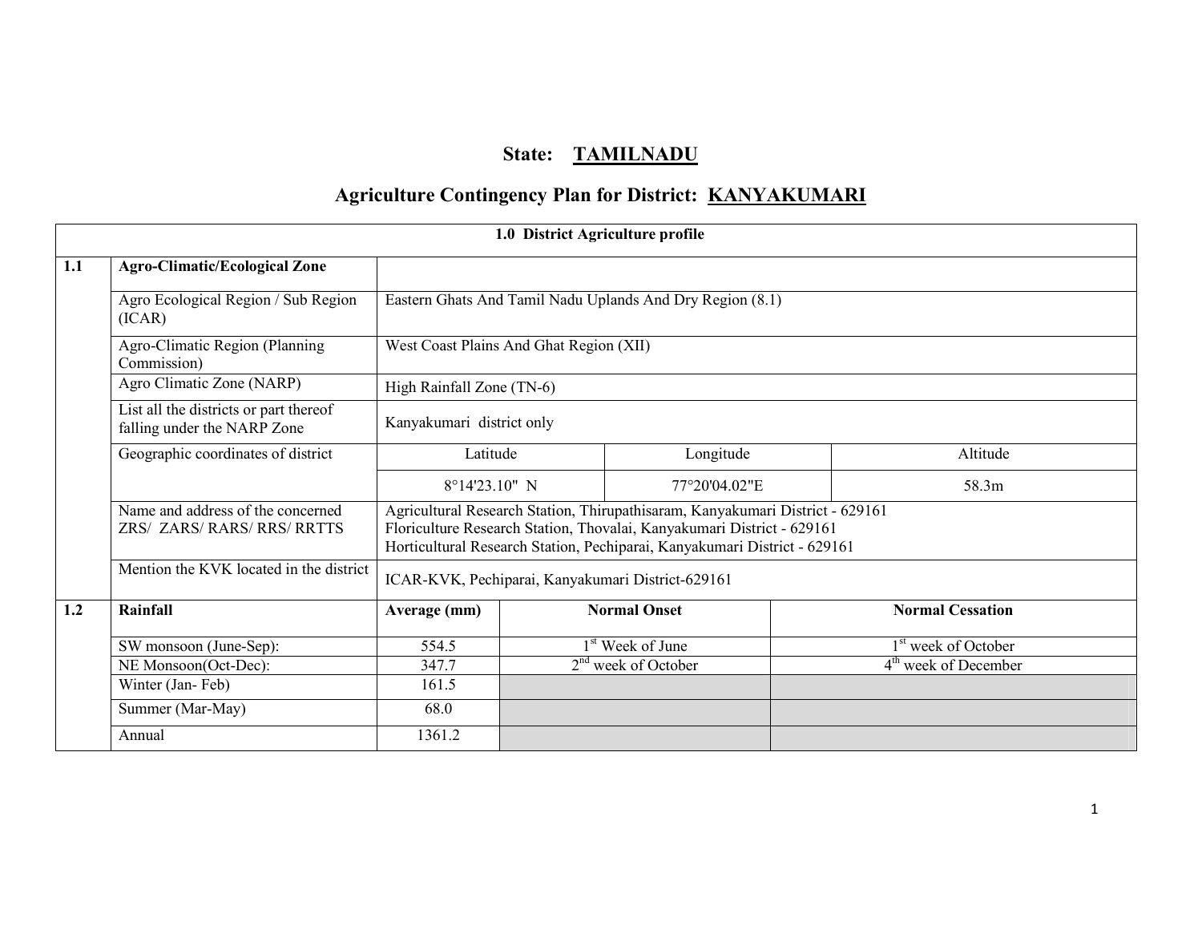# State: TAMILNADU

## Agriculture Contingency Plan for District: KANYAKUMARI

| 1.0 District Agriculture profile | | | | |
|---|---|---|---|---|
| **1.1** | **Agro-Climatic/Ecological Zone** | | | |
| | Agro Ecological Region / Sub Region (ICAR) | Eastern Ghats And Tamil Nadu Uplands And Dry Region (8.1) | | |
| | Agro-Climatic Region (Planning Commission) | West Coast Plains And Ghat Region (XII) | | |
| | Agro Climatic Zone (NARP) | High Rainfall Zone (TN-6) | | |
| | List all the districts or part thereof falling under the NARP Zone | Kanyakumari district only | | |
| | Geographic coordinates of district | Latitude | Longitude | Altitude |
| | | 8°14'23.10" N | 77°20'04.02"E | 58.3m |
| | Name and address of the concerned ZRS/ ZARS/ RARS/ RRS/ RRTTS | Agricultural Research Station, Thirupathisaram, Kanyakumari District - 629161<br>Floriculture Research Station, Thovalai, Kanyakumari District - 629161<br>Horticultural Research Station, Pechiparai, Kanyakumari District - 629161 | | |
| | Mention the KVK located in the district | ICAR-KVK, Pechiparai, Kanyakumari District-629161 | | |
| **1.2** | **Rainfall** | **Average (mm)** | **Normal Onset** | **Normal Cessation** |
| | SW monsoon (June-Sep): | 554.5 | 1st Week of June | 1st week of October |
| | NE Monsoon(Oct-Dec): | 347.7 | 2nd week of October | 4th week of December |
| | Winter (Jan- Feb) | 161.5 | | |
| | Summer (Mar-May) | 68.0 | | |
| | Annual | 1361.2 | | |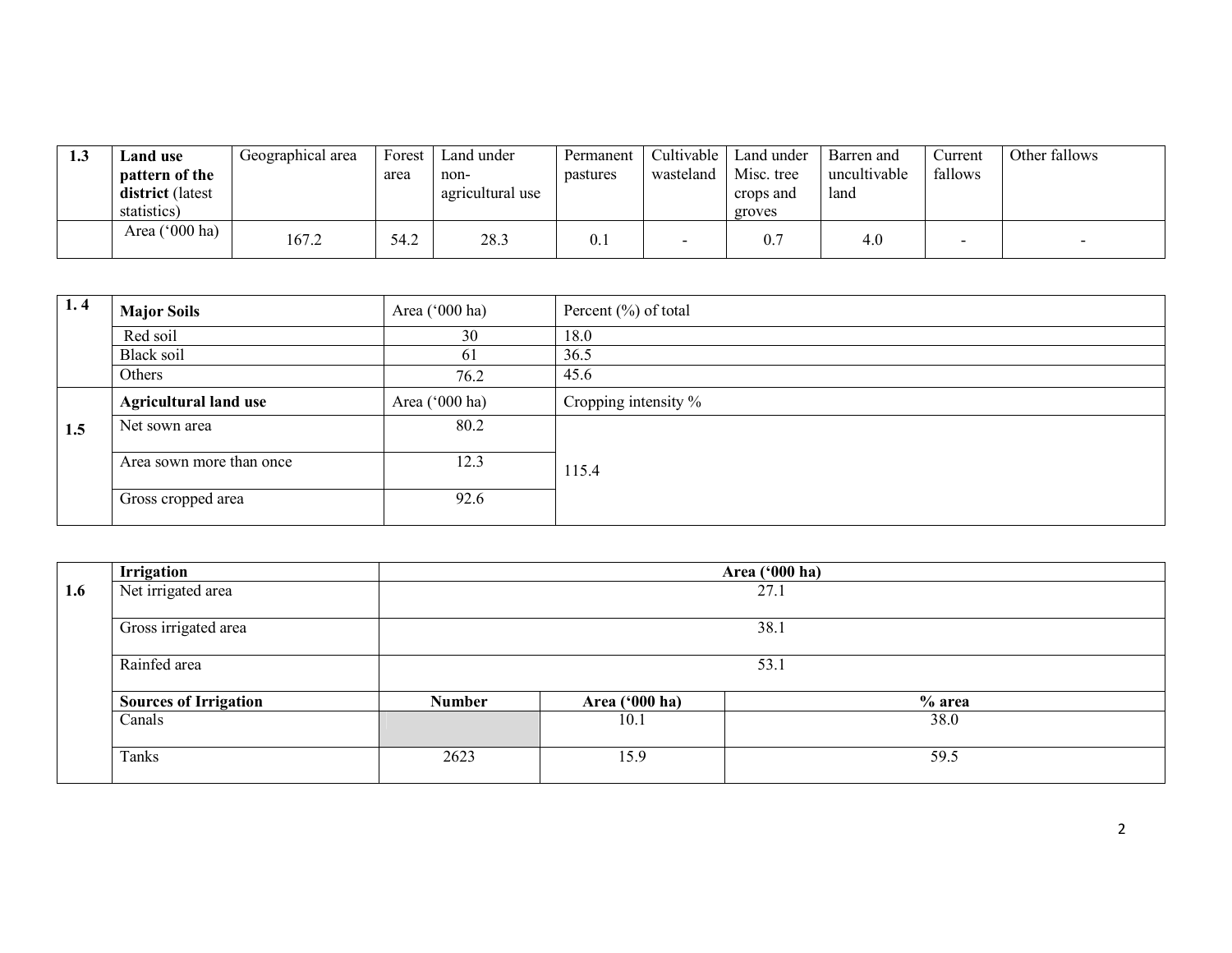| 1.3 | **Land use pattern of the district** (latest statistics) | Geographical area | Forest area | Land under non-agricultural use | Permanent pastures | Cultivable wasteland | Land under Misc. tree crops and groves | Barren and uncultivable land | Current fallows | Other fallows |
|---|---|---|---|---|---|---|---|---|---|---|
| | Area ('000 ha) | 167.2 | 54.2 | 28.3 | 0.1 | - | 0.7 | 4.0 | - | - |

| 1. 4 | **Major Soils** | Area ('000 ha) | Percent (%) of total |
|---|---|---|---|
| | Red soil | 30 | 18.0 |
| | Black soil | 61 | 36.5 |
| | Others | 76.2 | 45.6 |

| 1.5 | **Agricultural land use** | Area ('000 ha) | Cropping intensity % |
|---|---|---|---|
| | Net sown area | 80.2 | 115.4 |
| | Area sown more than once | 12.3 | |
| | Gross cropped area | 92.6 | |

| 1.6 | **Irrigation** | **Area ('000 ha)** | | |
|---|---|---|---|---|
| | Net irrigated area | 27.1 | | |
| | Gross irrigated area | 38.1 | | |
| | Rainfed area | 53.1 | | |
| | **Sources of Irrigation** | **Number** | **Area ('000 ha)** | **% area** |
| | Canals | | 10.1 | 38.0 |
| | Tanks | 2623 | 15.9 | 59.5 |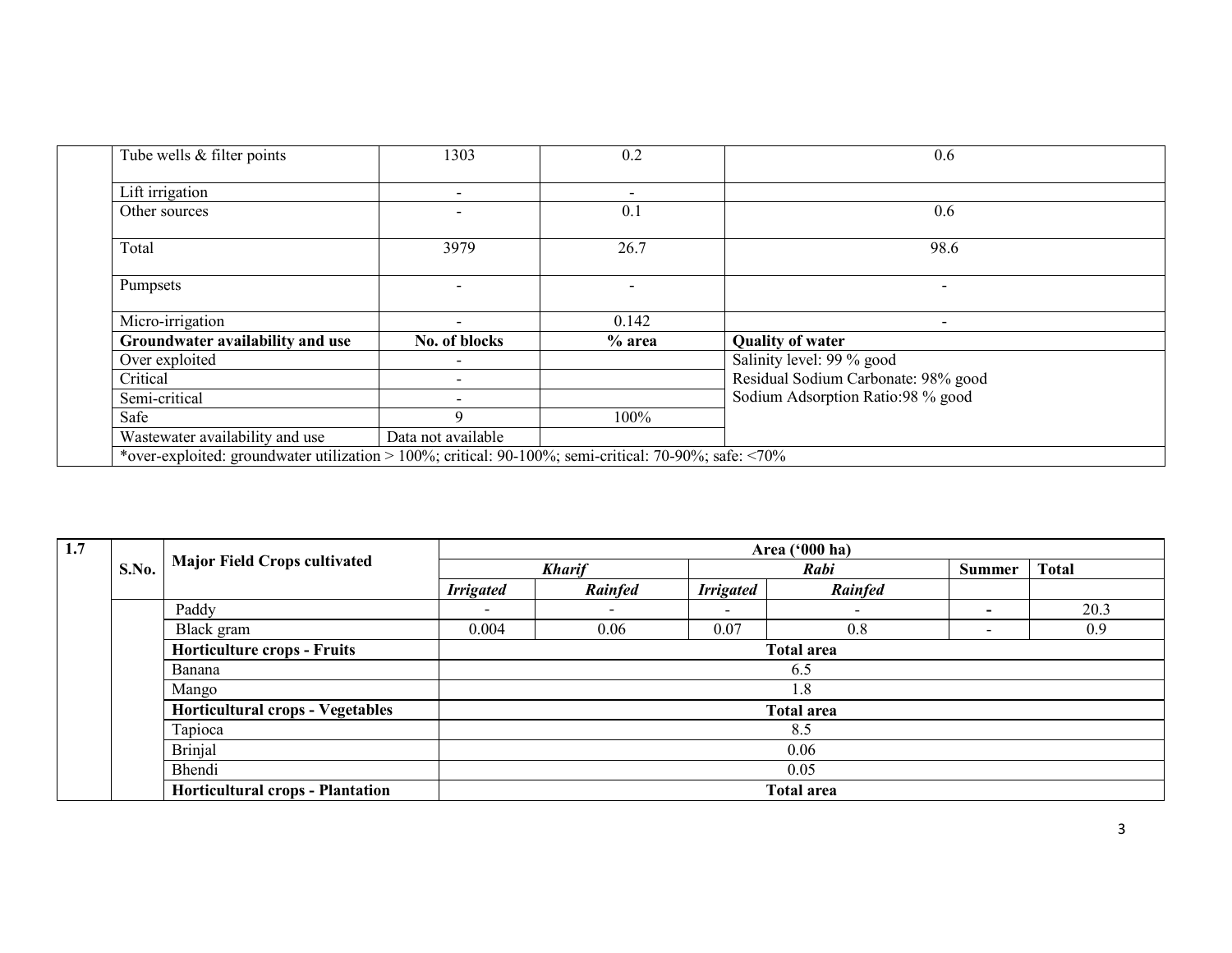| | | | | |
|---|---|---|---|---|
| | Tube wells & filter points | 1303 | 0.2 | 0.6 |
| | Lift irrigation | - | - | |
| | Other sources | - | 0.1 | 0.6 |
| | Total | 3979 | 26.7 | 98.6 |
| | Pumpsets | - | - | - |
| | Micro-irrigation | - | 0.142 | - |
| | **Groundwater availability and use** | **No. of blocks** | **% area** | **Quality of water** |
| | Over exploited | - | | Salinity level: 99 % good |
| | Critical | - | | Residual Sodium Carbonate: 98% good |
| | Semi-critical | - | | Sodium Adsorption Ratio:98 % good |
| | Safe | 9 | 100% | |
| | Wastewater availability and use | Data not available | | |
| | *over-exploited: groundwater utilization > 100%; critical: 90-100%; semi-critical: 70-90%; safe: <70% | | | |

| **1.7** | **S.No.** | **Major Field Crops cultivated** | **Area ('000 ha)** | | | | | |
|---|---|---|---|---|---|---|---|---|
| | | | ***Kharif*** | | ***Rabi*** | | **Summer** | **Total** |
| | | | ***Irrigated*** | ***Rainfed*** | ***Irrigated*** | ***Rainfed*** | | |
| | | Paddy | - | - | - | - | - | 20.3 |
| | | Black gram | 0.004 | 0.06 | 0.07 | 0.8 | - | 0.9 |
| | | **Horticulture crops - Fruits** | **Total area** | | | | | |
| | | Banana | 6.5 | | | | | |
| | | Mango | 1.8 | | | | | |
| | | **Horticultural crops - Vegetables** | **Total area** | | | | | |
| | | Tapioca | 8.5 | | | | | |
| | | Brinjal | 0.06 | | | | | |
| | | Bhendi | 0.05 | | | | | |
| | | **Horticultural crops - Plantation** | **Total area** | | | | | |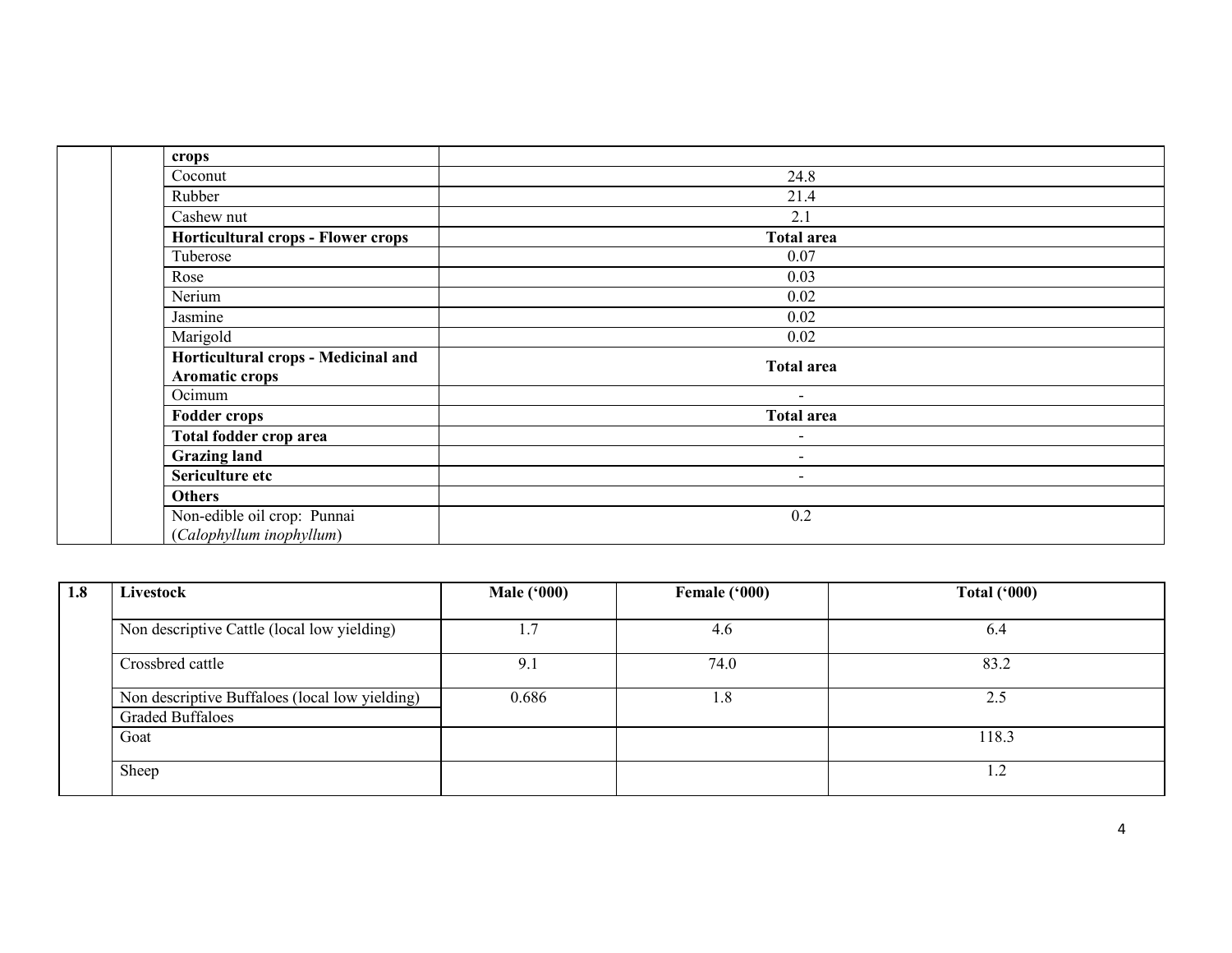| | | crops | |
|---|---|---|---|
| | | Coconut | 24.8 |
| | | Rubber | 21.4 |
| | | Cashew nut | 2.1 |
| | | **Horticultural crops - Flower crops** | **Total area** |
| | | Tuberose | 0.07 |
| | | Rose | 0.03 |
| | | Nerium | 0.02 |
| | | Jasmine | 0.02 |
| | | Marigold | 0.02 |
| | | **Horticultural crops - Medicinal and Aromatic crops** | **Total area** |
| | | Ocimum | - |
| | | **Fodder crops** | **Total area** |
| | | **Total fodder crop area** | - |
| | | **Grazing land** | - |
| | | **Sericulture etc** | - |
| | | **Others** | |
| | | Non-edible oil crop: Punnai (*Calophyllum inophyllum*) | 0.2 |

| 1.8 | Livestock | Male ('000) | Female ('000) | Total ('000) |
|---|---|---|---|---|
| | Non descriptive Cattle (local low yielding) | 1.7 | 4.6 | 6.4 |
| | Crossbred cattle | 9.1 | 74.0 | 83.2 |
| | Non descriptive Buffaloes (local low yielding) Graded Buffaloes | 0.686 | 1.8 | 2.5 |
| | Goat | | | 118.3 |
| | Sheep | | | 1.2 |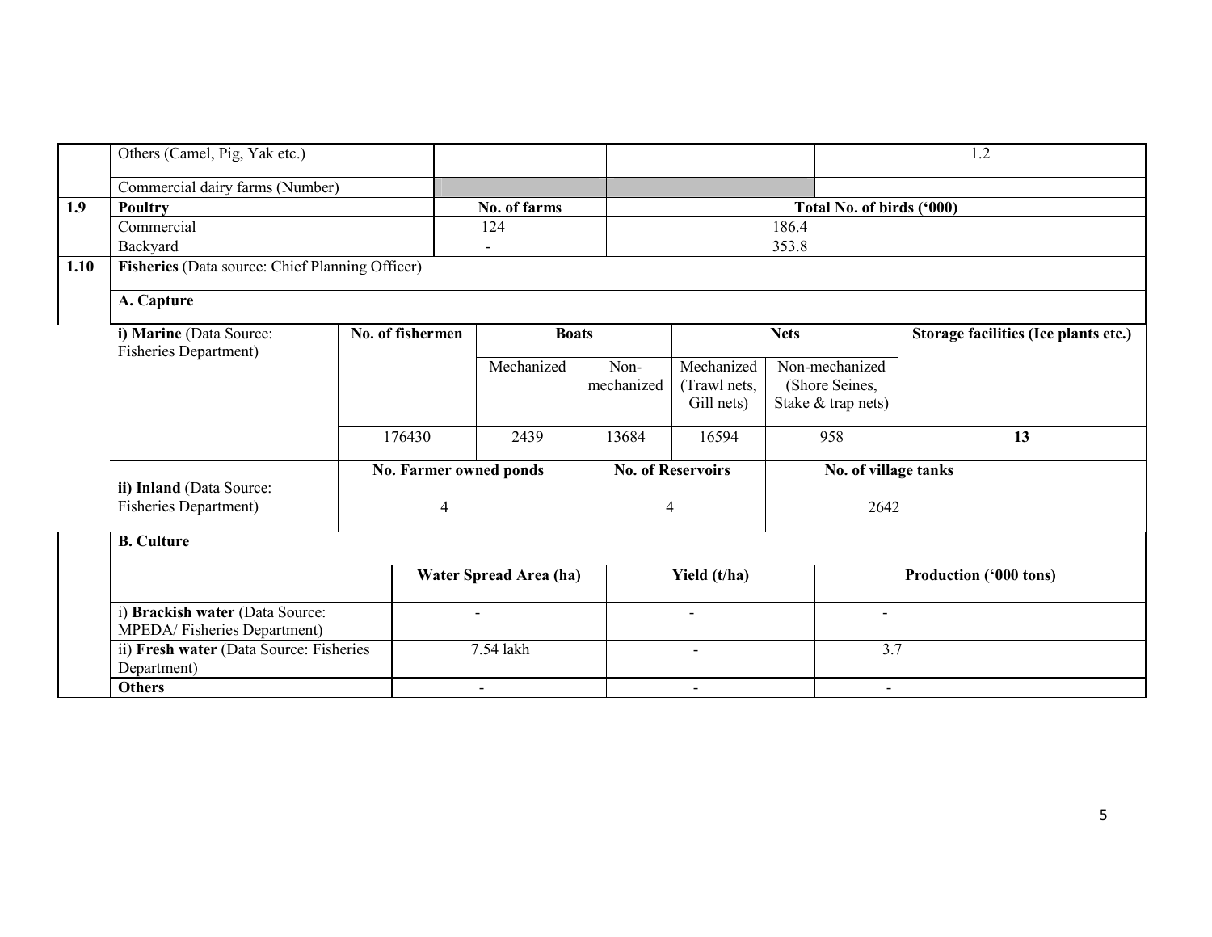| | | | | |
|---|---|---|---|---|
| | Others (Camel, Pig, Yak etc.) | | | 1.2 |
| | Commercial dairy farms (Number) | | | |
| **1.9** | **Poultry** | **No. of farms** | **Total No. of birds ('000)** | |
| | Commercial | 124 | 186.4 | |
| | Backyard | - | 353.8 | |

**1.10 Fisheries** (Data source: Chief Planning Officer)

**A. Capture**

| **i) Marine** (Data Source: Fisheries Department) | **No. of fishermen** | **Boats** | | **Nets** | | **Storage facilities (Ice plants etc.)** |
|---|---|---|---|---|---|---|
| | | Mechanized | Non-mechanized | Mechanized (Trawl nets, Gill nets) | Non-mechanized (Shore Seines, Stake & trap nets) | |
| | 176430 | 2439 | 13684 | 16594 | 958 | **13** |

| **ii) Inland** (Data Source: Fisheries Department) | **No. Farmer owned ponds** | **No. of Reservoirs** | **No. of village tanks** |
|---|---|---|---|
| | 4 | 4 | 2642 |

**B. Culture**

| | **Water Spread Area (ha)** | **Yield (t/ha)** | **Production ('000 tons)** |
|---|---|---|---|
| i) **Brackish water** (Data Source: MPEDA/ Fisheries Department) | - | - | - |
| ii) **Fresh water** (Data Source: Fisheries Department) | 7.54 lakh | - | 3.7 |
| **Others** | - | - | - |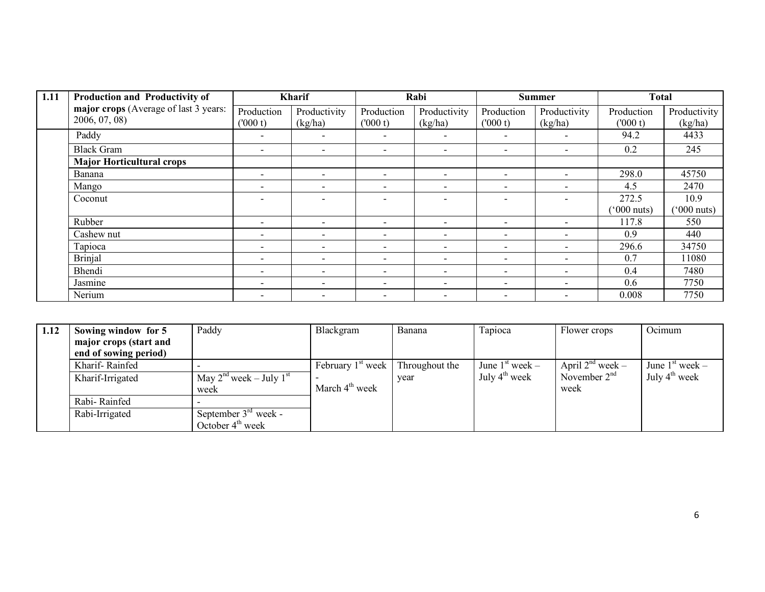| 1.11 | Production and Productivity of major crops (Average of last 3 years: 2006, 07, 08) | Kharif | | Rabi | | Summer | | Total | |
|---|---|---|---|---|---|---|---|---|---|
| | | Production ('000 t) | Productivity (kg/ha) | Production ('000 t) | Productivity (kg/ha) | Production ('000 t) | Productivity (kg/ha) | Production ('000 t) | Productivity (kg/ha) |
| | Paddy | - | - | - | - | - | - | 94.2 | 4433 |
| | Black Gram | - | - | - | - | - | - | 0.2 | 245 |
| | **Major Horticultural crops** | | | | | | | | |
| | Banana | - | - | - | - | - | - | 298.0 | 45750 |
| | Mango | - | - | - | - | - | - | 4.5 | 2470 |
| | Coconut | - | - | - | - | - | - | 272.5 ('000 nuts) | 10.9 ('000 nuts) |
| | Rubber | - | - | - | - | - | - | 117.8 | 550 |
| | Cashew nut | - | - | - | - | - | - | 0.9 | 440 |
| | Tapioca | - | - | - | - | - | - | 296.6 | 34750 |
| | Brinjal | - | - | - | - | - | - | 0.7 | 11080 |
| | Bhendi | - | - | - | - | - | - | 0.4 | 7480 |
| | Jasmine | - | - | - | - | - | - | 0.6 | 7750 |
| | Nerium | - | - | - | - | - | - | 0.008 | 7750 |

| 1.12 | Sowing window for 5 major crops (start and end of sowing period) | Paddy | Blackgram | Banana | Tapioca | Flower crops | Ocimum |
|---|---|---|---|---|---|---|---|
| | Kharif- Rainfed | - | February 1st week - March 4th week | Throughout the year | June 1st week – July 4th week | April 2nd week – November 2nd week | June 1st week – July 4th week |
| | Kharif-Irrigated | May 2nd week – July 1st week | | | | | |
| | Rabi- Rainfed | - | | | | | |
| | Rabi-Irrigated | September 3rd week - October 4th week | | | | | |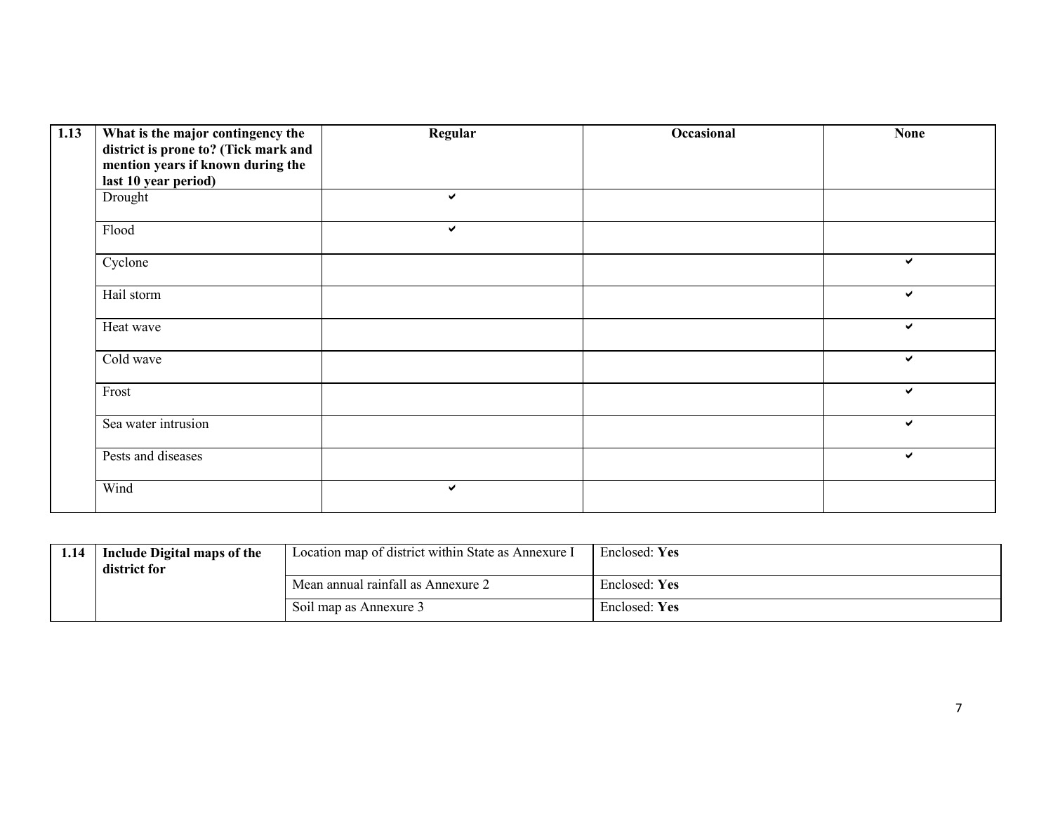| 1.13 | What is the major contingency the district is prone to? (Tick mark and mention years if known during the last 10 year period) | Regular | Occasional | None |
|---|---|---|---|---|
| | Drought | ✔ | | |
| | Flood | ✔ | | |
| | Cyclone | | | ✔ |
| | Hail storm | | | ✔ |
| | Heat wave | | | ✔ |
| | Cold wave | | | ✔ |
| | Frost | | | ✔ |
| | Sea water intrusion | | | ✔ |
| | Pests and diseases | | | ✔ |
| | Wind | ✔ | | |

| 1.14 | Include Digital maps of the district for | Location map of district within State as Annexure I | Enclosed: **Yes** |
|---|---|---|---|
| | | Mean annual rainfall as Annexure 2 | Enclosed: **Yes** |
| | | Soil map as Annexure 3 | Enclosed: **Yes** |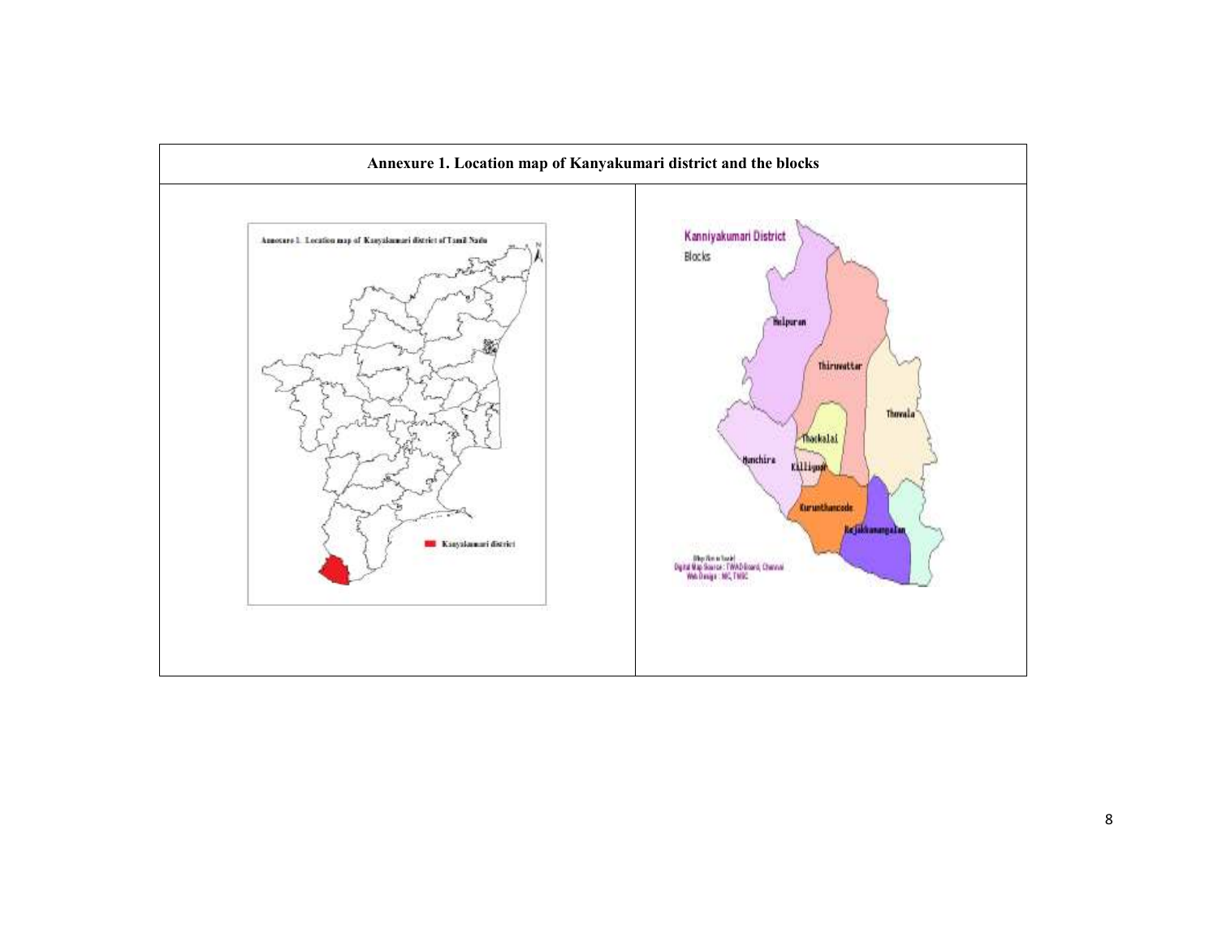**Annexure 1. Location map of Kanyakumari district and the blocks**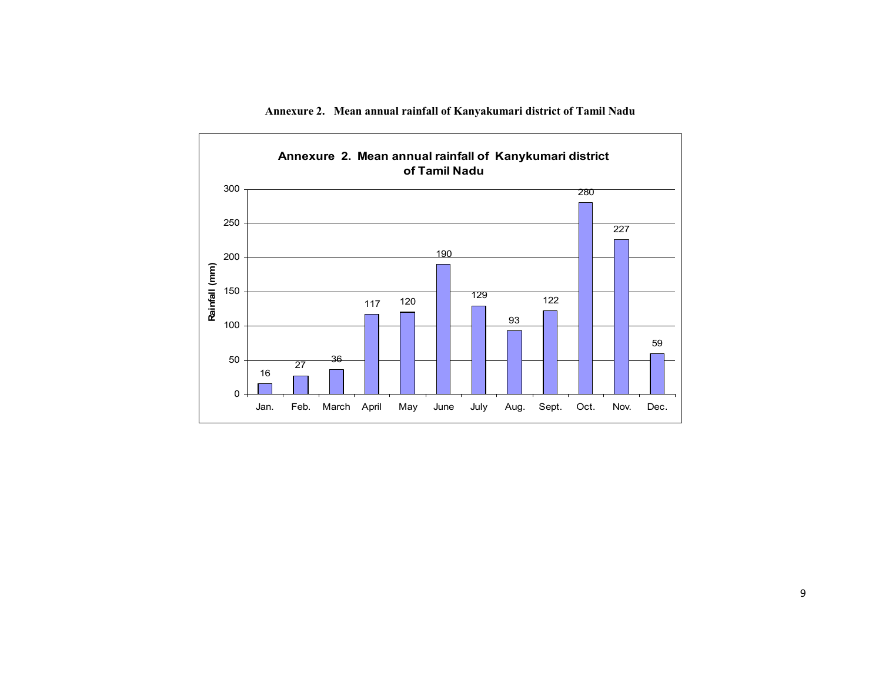**Annexure 2. Mean annual rainfall of Kanyakumari district of Tamil Nadu**

**Annexure 2. Mean annual rainfall of Kanykumari district of Tamil Nadu**

| Month | Rainfall (mm) |
|---|---|
| Jan. | 16 |
| Feb. | 27 |
| March | 36 |
| April | 117 |
| May | 120 |
| June | 190 |
| July | 129 |
| Aug. | 93 |
| Sept. | 122 |
| Oct. | 280 |
| Nov. | 227 |
| Dec. | 59 |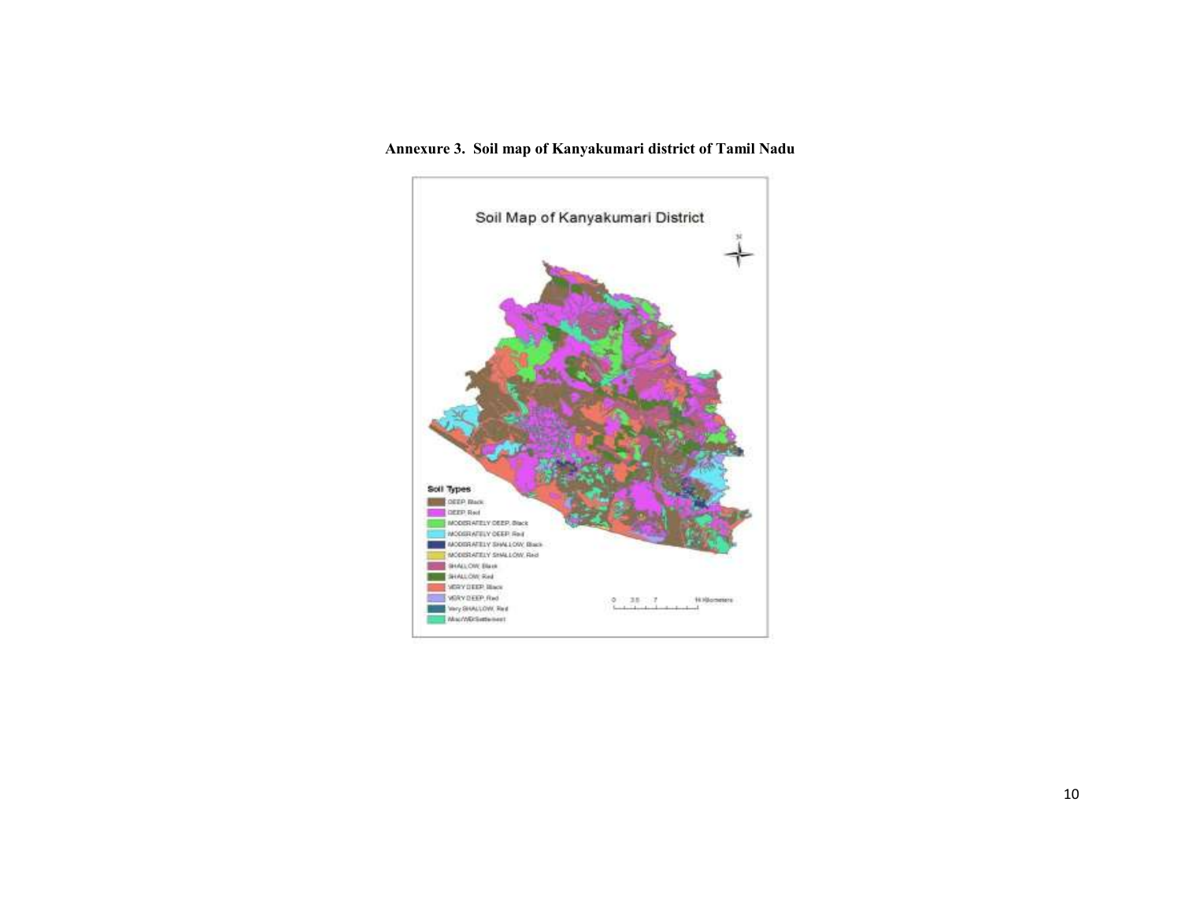**Annexure 3. Soil map of Kanyakumari district of Tamil Nadu**

Soil Map of Kanyakumari District

Soil Types

- DEEP, Black
- DEEP, Red
- MODERATELY DEEP, Black
- MODERATELY DEEP, Red
- MODERATELY SHALLOW, Black
- MODERATELY SHALLOW, Red
- SHALLOW, Black
- SHALLOW, Red
- VERY DEEP, Black
- VERY DEEP, Red
- Very SHALLOW, Red
- Misc/WB/Settlement

0 3.5 7 14 Kilometers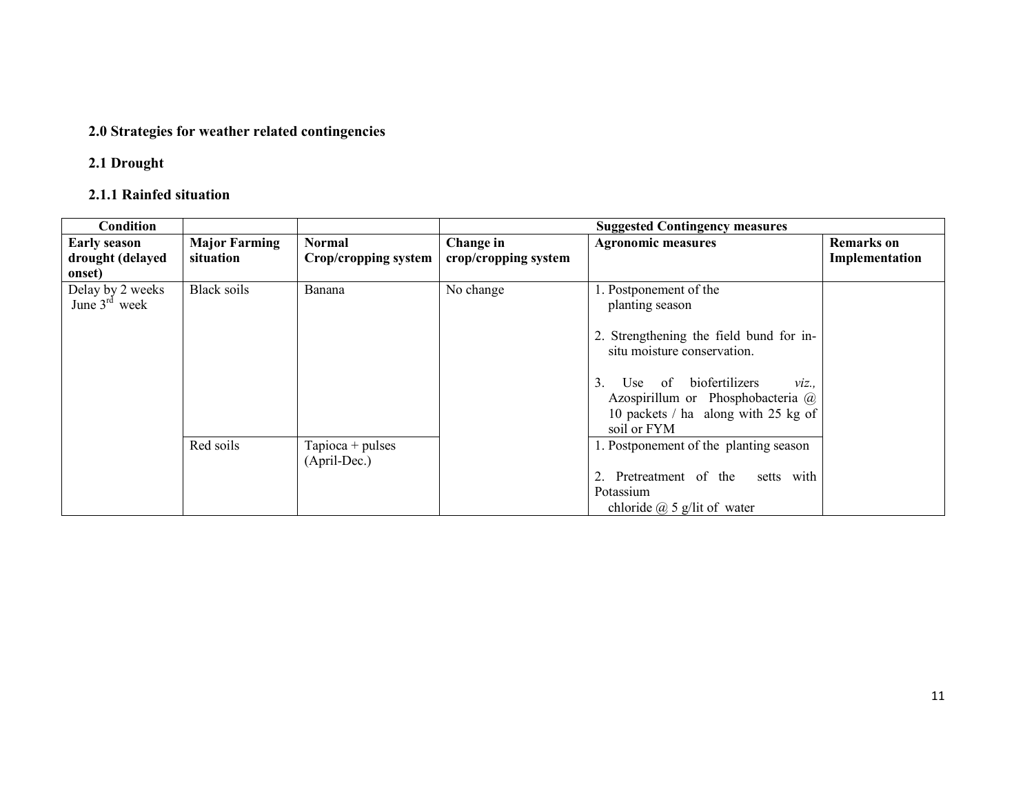## 2.0 Strategies for weather related contingencies

### 2.1 Drought

#### 2.1.1 Rainfed situation

| Condition | | | Suggested Contingency measures | | |
|---|---|---|---|---|---|
| **Early season drought (delayed onset)** | **Major Farming situation** | **Normal Crop/cropping system** | **Change in crop/cropping system** | **Agronomic measures** | **Remarks on Implementation** |
| Delay by 2 weeks June 3rd week | Black soils | Banana | No change | 1. Postponement of the planting season<br><br>2. Strengthening the field bund for in-situ moisture conservation.<br><br>3. Use of biofertilizers *viz.,* Azospirillum or Phosphobacteria @ 10 packets / ha along with 25 kg of soil or FYM | |
| | Red soils | Tapioca + pulses (April-Dec.) | | 1. Postponement of the planting season<br><br>2. Pretreatment of the setts with Potassium chloride @ 5 g/lit of water | |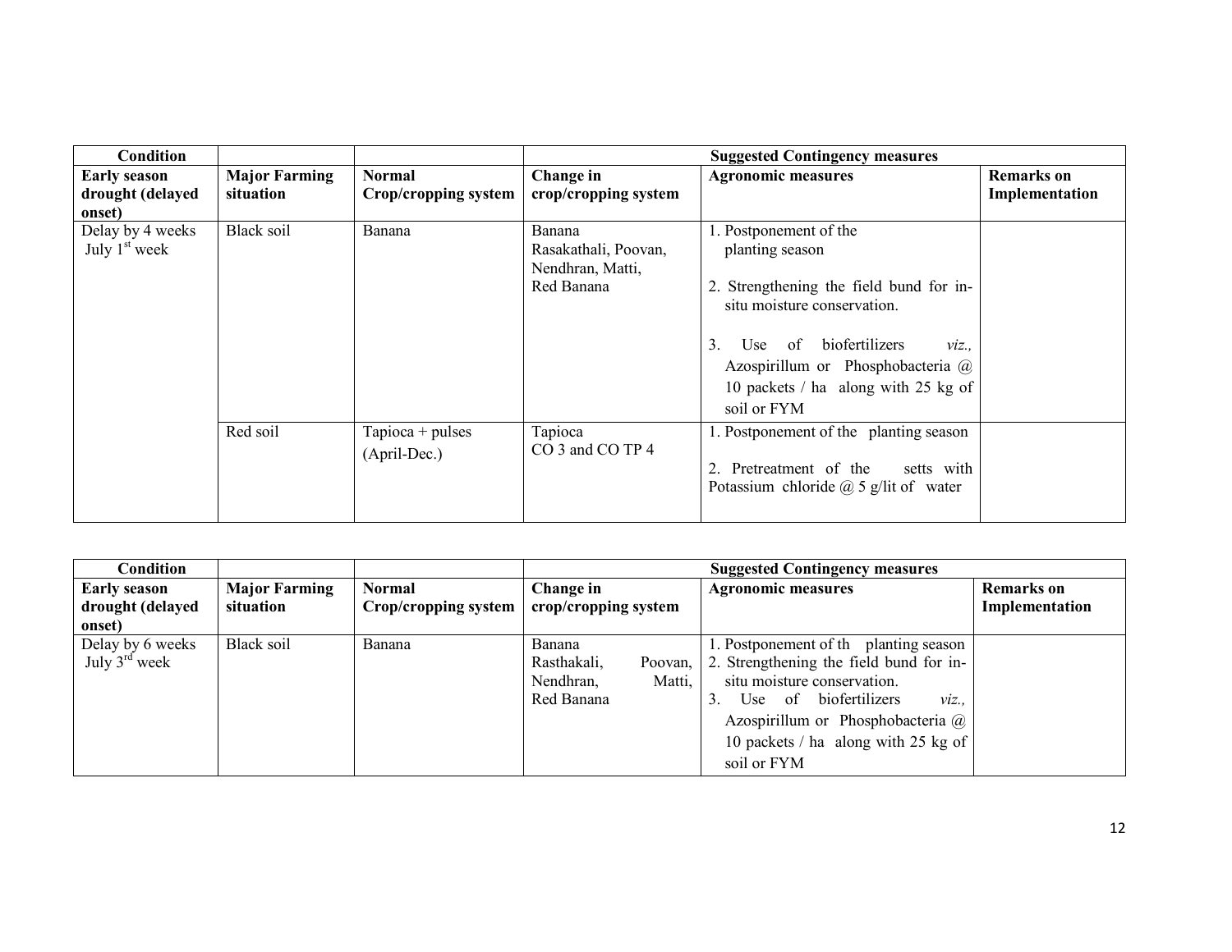| Condition | | | Suggested Contingency measures | | |
|---|---|---|---|---|---|
| **Early season drought (delayed onset)** | **Major Farming situation** | **Normal Crop/cropping system** | **Change in crop/cropping system** | **Agronomic measures** | **Remarks on Implementation** |
| Delay by 4 weeks July 1st week | Black soil | Banana | Banana Rasakathali, Poovan, Nendhran, Matti, Red Banana | 1. Postponement of the planting season<br>2. Strengthening the field bund for in-situ moisture conservation.<br>3. Use of biofertilizers *viz.,* Azospirillum or Phosphobacteria @ 10 packets / ha along with 25 kg of soil or FYM | |
| | Red soil | Tapioca + pulses (April-Dec.) | Tapioca CO 3 and CO TP 4 | 1. Postponement of the planting season<br>2. Pretreatment of the setts with Potassium chloride @ 5 g/lit of water | |

| Condition | | | Suggested Contingency measures | | |
|---|---|---|---|---|---|
| **Early season drought (delayed onset)** | **Major Farming situation** | **Normal Crop/cropping system** | **Change in crop/cropping system** | **Agronomic measures** | **Remarks on Implementation** |
| Delay by 6 weeks July 3rd week | Black soil | Banana | Banana Rasthakali, Poovan, Nendhran, Matti, Red Banana | 1. Postponement of th planting season<br>2. Strengthening the field bund for in-situ moisture conservation.<br>3. Use of biofertilizers *viz.,* Azospirillum or Phosphobacteria @ 10 packets / ha along with 25 kg of soil or FYM | |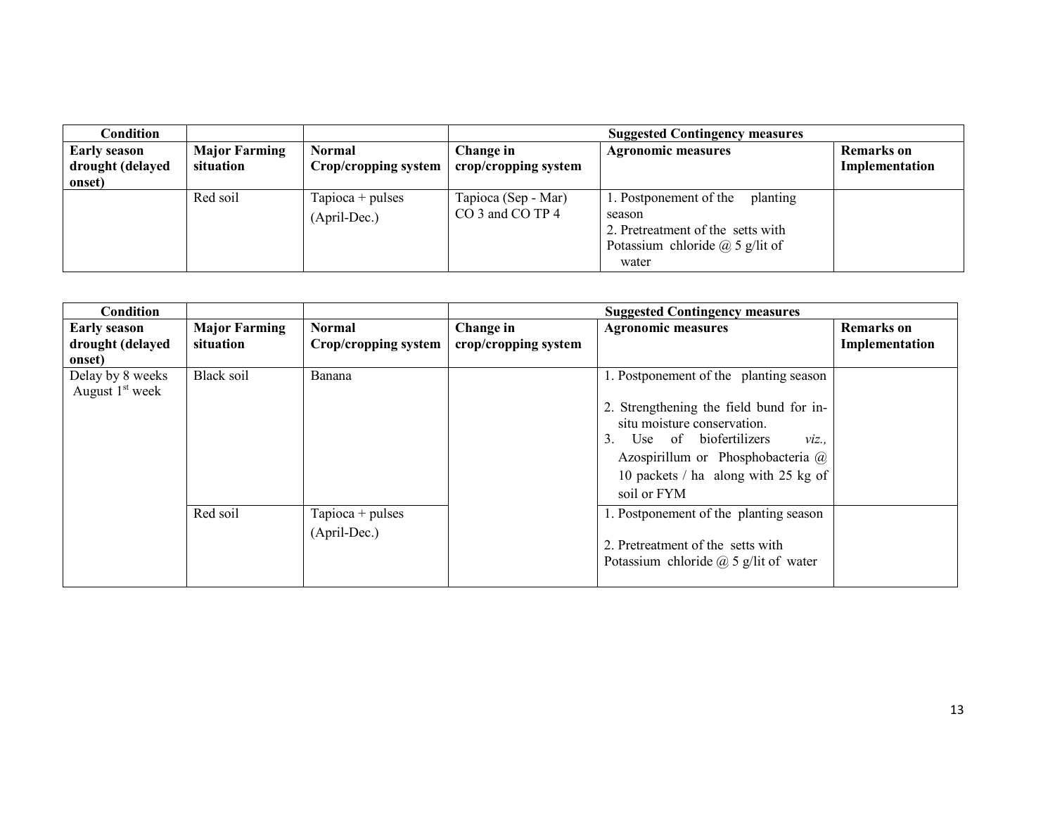| Condition | | | Suggested Contingency measures | | |
|---|---|---|---|---|---|
| **Early season drought (delayed onset)** | **Major Farming situation** | **Normal Crop/cropping system** | **Change in crop/cropping system** | **Agronomic measures** | **Remarks on Implementation** |
| | Red soil | Tapioca + pulses (April-Dec.) | Tapioca (Sep - Mar) CO 3 and CO TP 4 | 1. Postponement of the planting season<br>2. Pretreatment of the setts with Potassium chloride @ 5 g/lit of water | |

| Condition | | | Suggested Contingency measures | | |
|---|---|---|---|---|---|
| **Early season drought (delayed onset)** | **Major Farming situation** | **Normal Crop/cropping system** | **Change in crop/cropping system** | **Agronomic measures** | **Remarks on Implementation** |
| Delay by 8 weeks August 1st week | Black soil | Banana | | 1. Postponement of the planting season<br>2. Strengthening the field bund for in-situ moisture conservation.<br>3. Use of biofertilizers *viz.,* Azospirillum or Phosphobacteria @ 10 packets / ha along with 25 kg of soil or FYM | |
| | Red soil | Tapioca + pulses (April-Dec.) | | 1. Postponement of the planting season<br>2. Pretreatment of the setts with Potassium chloride @ 5 g/lit of water | |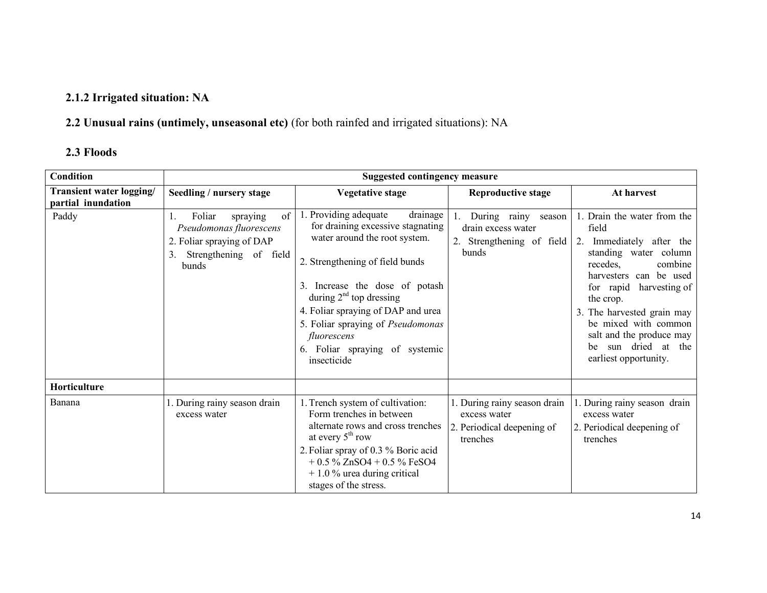### 2.1.2 Irrigated situation: NA

### 2.2 Unusual rains (untimely, unseasonal etc) (for both rainfed and irrigated situations): NA

### 2.3 Floods

| Condition | Suggested contingency measure | | | |
|---|---|---|---|---|
| **Transient water logging/ partial inundation** | **Seedling / nursery stage** | **Vegetative stage** | **Reproductive stage** | **At harvest** |
| Paddy | 1. Foliar spraying of *Pseudomonas fluorescens*<br>2. Foliar spraying of DAP<br>3. Strengthening of field bunds | 1. Providing adequate drainage for draining excessive stagnating water around the root system.<br>2. Strengthening of field bunds<br>3. Increase the dose of potash during 2nd top dressing<br>4. Foliar spraying of DAP and urea<br>5. Foliar spraying of *Pseudomonas fluorescens*<br>6. Foliar spraying of systemic insecticide | 1. During rainy season drain excess water<br>2. Strengthening of field bunds | 1. Drain the water from the field<br>2. Immediately after the standing water column recedes, combine harvesters can be used for rapid harvesting of the crop.<br>3. The harvested grain may be mixed with common salt and the produce may be sun dried at the earliest opportunity. |
| **Horticulture** | | | | |
| Banana | 1. During rainy season drain excess water | 1. Trench system of cultivation: Form trenches in between alternate rows and cross trenches at every 5th row<br>2. Foliar spray of 0.3 % Boric acid + 0.5 % $ZnSO_4$ + 0.5 % $FeSO_4$ + 1.0 % urea during critical stages of the stress. | 1. During rainy season drain excess water<br>2. Periodical deepening of trenches | 1. During rainy season drain excess water<br>2. Periodical deepening of trenches |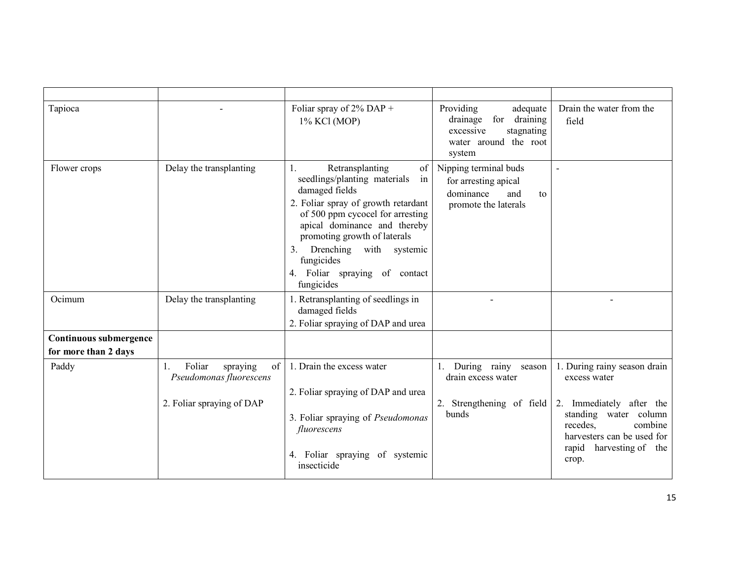| | | | | |
|---|---|---|---|---|
| Tapioca | - | Foliar spray of 2% DAP + 1% KCl (MOP) | Providing adequate drainage for draining excessive stagnating water around the root system | Drain the water from the field |
| Flower crops | Delay the transplanting | 1. Retransplanting of seedlings/planting materials in damaged fields<br>2. Foliar spray of growth retardant of 500 ppm cycocel for arresting apical dominance and thereby promoting growth of laterals<br>3. Drenching with systemic fungicides<br>4. Foliar spraying of contact fungicides | Nipping terminal buds for arresting apical dominance and to promote the laterals | - |
| Ocimum | Delay the transplanting | 1. Retransplanting of seedlings in damaged fields<br>2. Foliar spraying of DAP and urea | - | - |
| **Continuous submergence for more than 2 days** | | | | |
| Paddy | 1. Foliar spraying of *Pseudomonas fluorescens*<br>2. Foliar spraying of DAP | 1. Drain the excess water<br>2. Foliar spraying of DAP and urea<br>3. Foliar spraying of *Pseudomonas fluorescens*<br>4. Foliar spraying of systemic insecticide | 1. During rainy season drain excess water<br>2. Strengthening of field bunds | 1. During rainy season drain excess water<br>2. Immediately after the standing water column recedes, combine harvesters can be used for rapid harvesting of the crop. |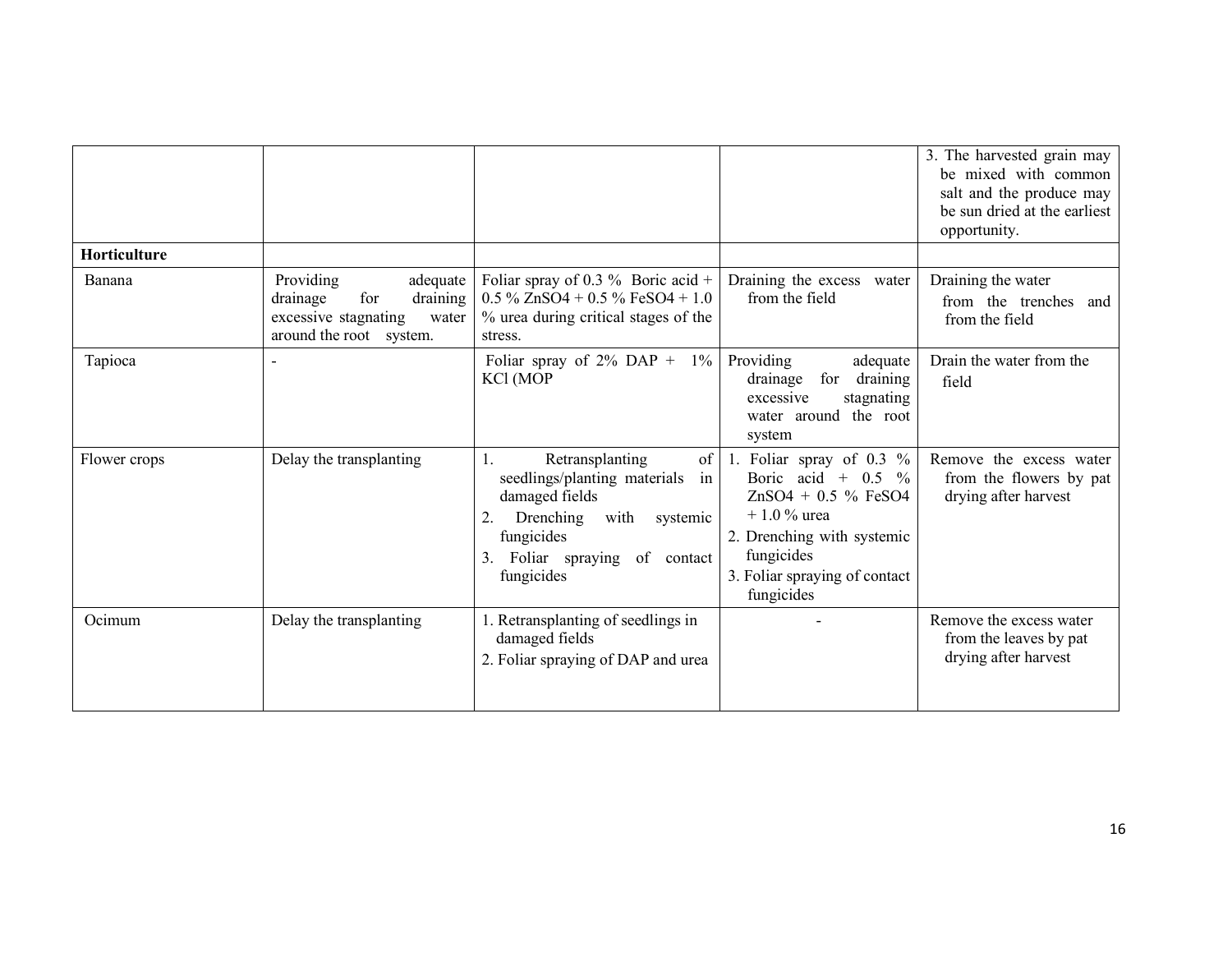| | | | | |
|---|---|---|---|---|
| | | | | 3. The harvested grain may be mixed with common salt and the produce may be sun dried at the earliest opportunity. |
| **Horticulture** | | | | |
| Banana | Providing adequate drainage for draining excessive stagnating water around the root system. | Foliar spray of 0.3 % Boric acid + 0.5 % $ZnSO_4$ + 0.5 % $FeSO_4$ + 1.0 % urea during critical stages of the stress. | Draining the excess water from the field | Draining the water from the trenches and from the field |
| Tapioca | - | Foliar spray of 2% DAP + 1% KCl (MOP | Providing adequate drainage for draining excessive stagnating water around the root system | Drain the water from the field |
| Flower crops | Delay the transplanting | 1. Retransplanting of seedlings/planting materials in damaged fields<br>2. Drenching with systemic fungicides<br>3. Foliar spraying of contact fungicides | 1. Foliar spray of 0.3 % Boric acid + 0.5 % $ZnSO_4$ + 0.5 % $FeSO_4$ + 1.0 % urea<br>2. Drenching with systemic fungicides<br>3. Foliar spraying of contact fungicides | Remove the excess water from the flowers by pat drying after harvest |
| Ocimum | Delay the transplanting | 1. Retransplanting of seedlings in damaged fields<br>2. Foliar spraying of DAP and urea | - | Remove the excess water from the leaves by pat drying after harvest |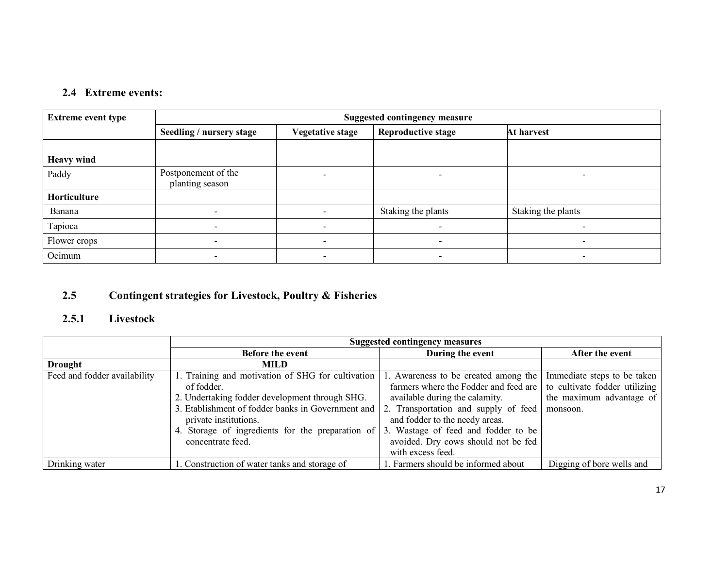### 2.4 Extreme events:

| Extreme event type | Suggested contingency measure | | | |
|---|---|---|---|---|
| | Seedling / nursery stage | Vegetative stage | Reproductive stage | At harvest |
| **Heavy wind** | | | | |
| Paddy | Postponement of the planting season | - | - | - |
| **Horticulture** | | | | |
| Banana | - | - | Staking the plants | Staking the plants |
| Tapioca | - | - | - | - |
| Flower crops | - | - | - | - |
| Ocimum | - | - | - | - |

### 2.5 Contingent strategies for Livestock, Poultry & Fisheries

#### 2.5.1 Livestock

| | Suggested contingency measures | | |
|---|---|---|---|
| | Before the event | During the event | After the event |
| **Drought** | **MILD** | | |
| Feed and fodder availability | 1. Training and motivation of SHG for cultivation of fodder.<br>2. Undertaking fodder development through SHG.<br>3. Establishment of fodder banks in Government and private institutions.<br>4. Storage of ingredients for the preparation of concentrate feed. | 1. Awareness to be created among the farmers where the Fodder and feed are available during the calamity.<br>2. Transportation and supply of feed and fodder to the needy areas.<br>3. Wastage of feed and fodder to be avoided. Dry cows should not be fed with excess feed. | Immediate steps to be taken to cultivate fodder utilizing the maximum advantage of monsoon. |
| Drinking water | 1. Construction of water tanks and storage of | 1. Farmers should be informed about | Digging of bore wells and |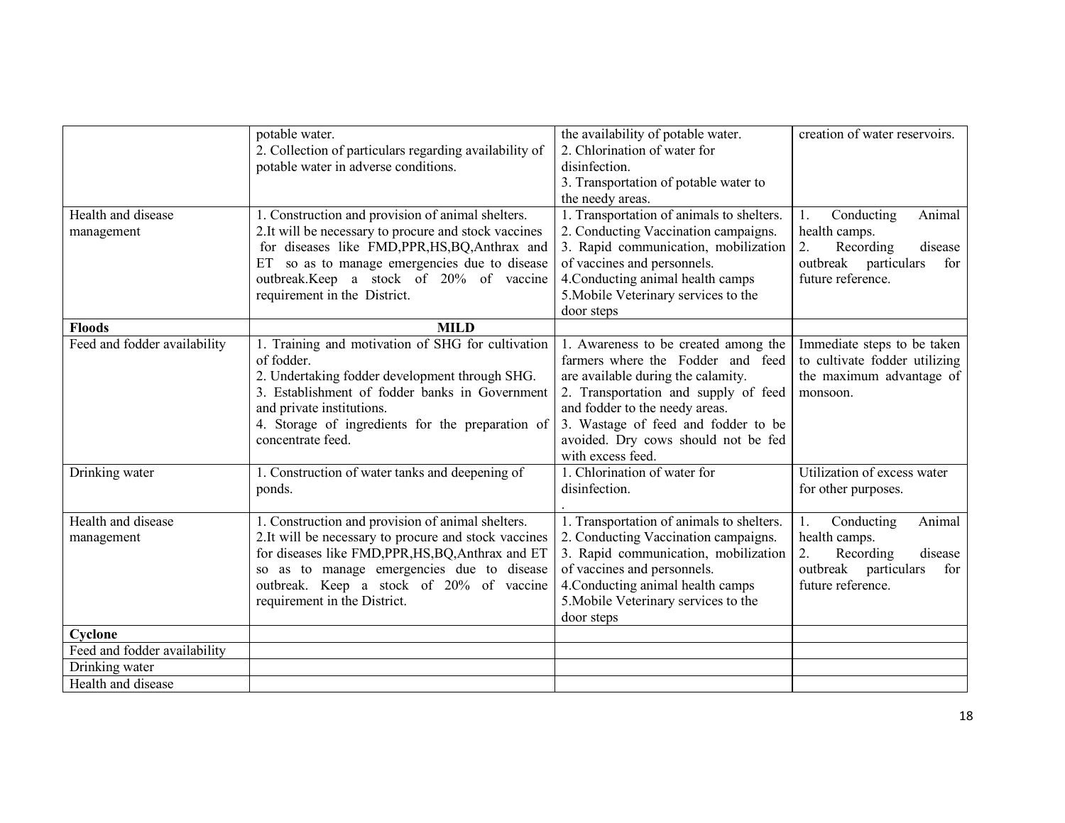| | | | |
|---|---|---|---|
| | potable water.<br>2. Collection of particulars regarding availability of potable water in adverse conditions. | the availability of potable water.<br>2. Chlorination of water for disinfection.<br>3. Transportation of potable water to the needy areas. | creation of water reservoirs. |
| Health and disease management | 1. Construction and provision of animal shelters.<br>2.It will be necessary to procure and stock vaccines for diseases like FMD,PPR,HS,BQ,Anthrax and ET so as to manage emergencies due to disease outbreak.Keep a stock of 20% of vaccine requirement in the District. | 1. Transportation of animals to shelters.<br>2. Conducting Vaccination campaigns.<br>3. Rapid communication, mobilization of vaccines and personnels.<br>4.Conducting animal health camps<br>5.Mobile Veterinary services to the door steps | 1. Conducting Animal health camps.<br>2. Recording disease outbreak particulars for future reference. |
| **Floods** | **MILD** | | |
| Feed and fodder availability | 1. Training and motivation of SHG for cultivation of fodder.<br>2. Undertaking fodder development through SHG.<br>3. Establishment of fodder banks in Government and private institutions.<br>4. Storage of ingredients for the preparation of concentrate feed. | 1. Awareness to be created among the farmers where the Fodder and feed are available during the calamity.<br>2. Transportation and supply of feed and fodder to the needy areas.<br>3. Wastage of feed and fodder to be avoided. Dry cows should not be fed with excess feed. | Immediate steps to be taken to cultivate fodder utilizing the maximum advantage of monsoon. |
| Drinking water | 1. Construction of water tanks and deepening of ponds. | 1. Chlorination of water for disinfection.<br>. | Utilization of excess water for other purposes. |
| Health and disease management | 1. Construction and provision of animal shelters.<br>2.It will be necessary to procure and stock vaccines for diseases like FMD,PPR,HS,BQ,Anthrax and ET so as to manage emergencies due to disease outbreak. Keep a stock of 20% of vaccine requirement in the District. | 1. Transportation of animals to shelters.<br>2. Conducting Vaccination campaigns.<br>3. Rapid communication, mobilization of vaccines and personnels.<br>4.Conducting animal health camps<br>5.Mobile Veterinary services to the door steps | 1. Conducting Animal health camps.<br>2. Recording disease outbreak particulars for future reference. |
| **Cyclone** | | | |
| Feed and fodder availability | | | |
| Drinking water | | | |
| Health and disease | | | |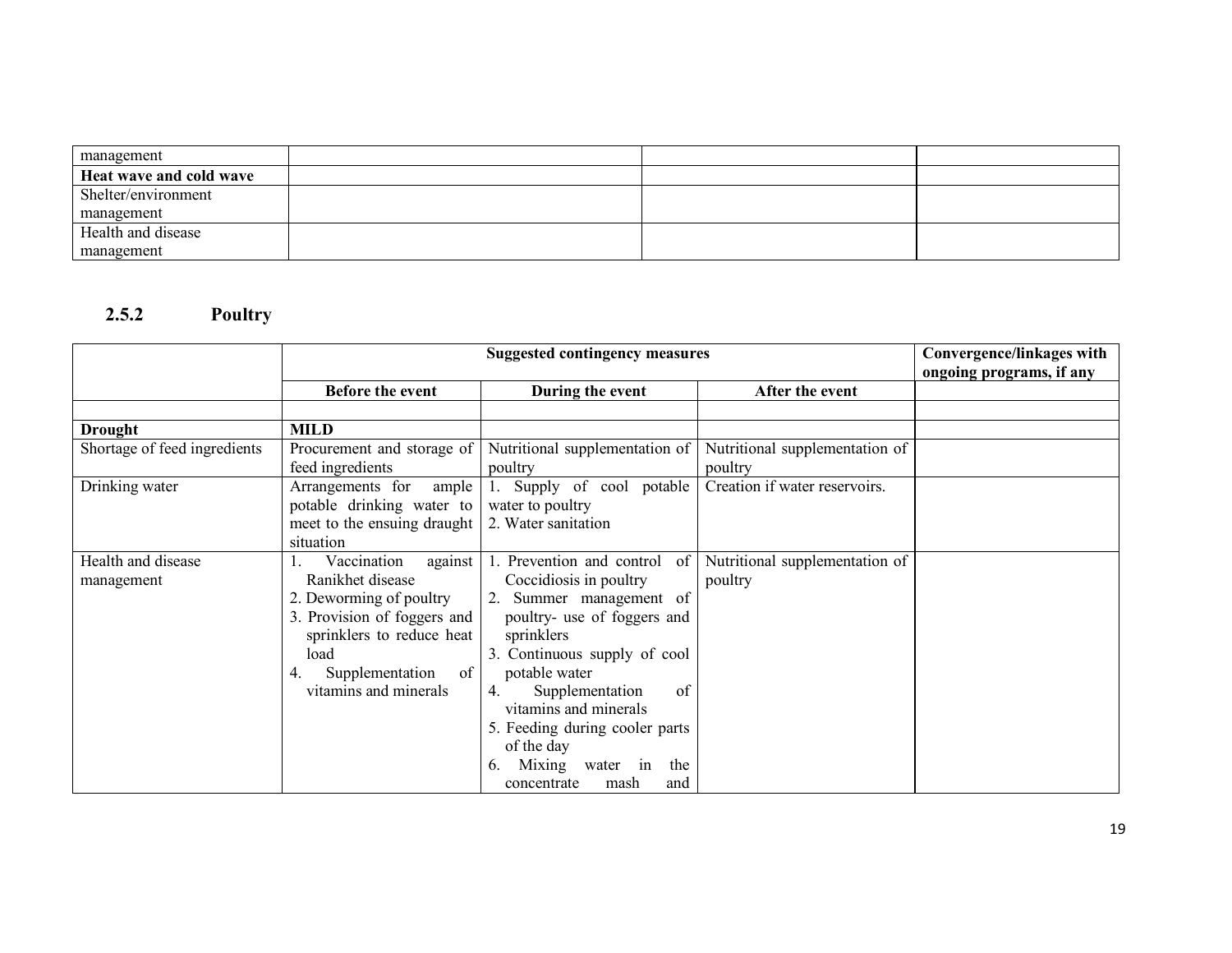| management | | | |
|---|---|---|---|
| **Heat wave and cold wave** | | | |
| Shelter/environment management | | | |
| Health and disease management | | | |

### 2.5.2 Poultry

| | **Suggested contingency measures** | | | **Convergence/linkages with ongoing programs, if any** |
|---|---|---|---|---|
| | **Before the event** | **During the event** | **After the event** | |
| | | | | |
| **Drought** | **MILD** | | | |
| Shortage of feed ingredients | Procurement and storage of feed ingredients | Nutritional supplementation of poultry | Nutritional supplementation of poultry | |
| Drinking water | Arrangements for ample potable drinking water to meet to the ensuing draught situation | 1. Supply of cool potable water to poultry<br>2. Water sanitation | Creation if water reservoirs. | |
| Health and disease management | 1. Vaccination against Ranikhet disease<br>2. Deworming of poultry<br>3. Provision of foggers and sprinklers to reduce heat load<br>4. Supplementation of vitamins and minerals | 1. Prevention and control of Coccidiosis in poultry<br>2. Summer management of poultry- use of foggers and sprinklers<br>3. Continuous supply of cool potable water<br>4. Supplementation of vitamins and minerals<br>5. Feeding during cooler parts of the day<br>6. Mixing water in the concentrate mash and | Nutritional supplementation of poultry | |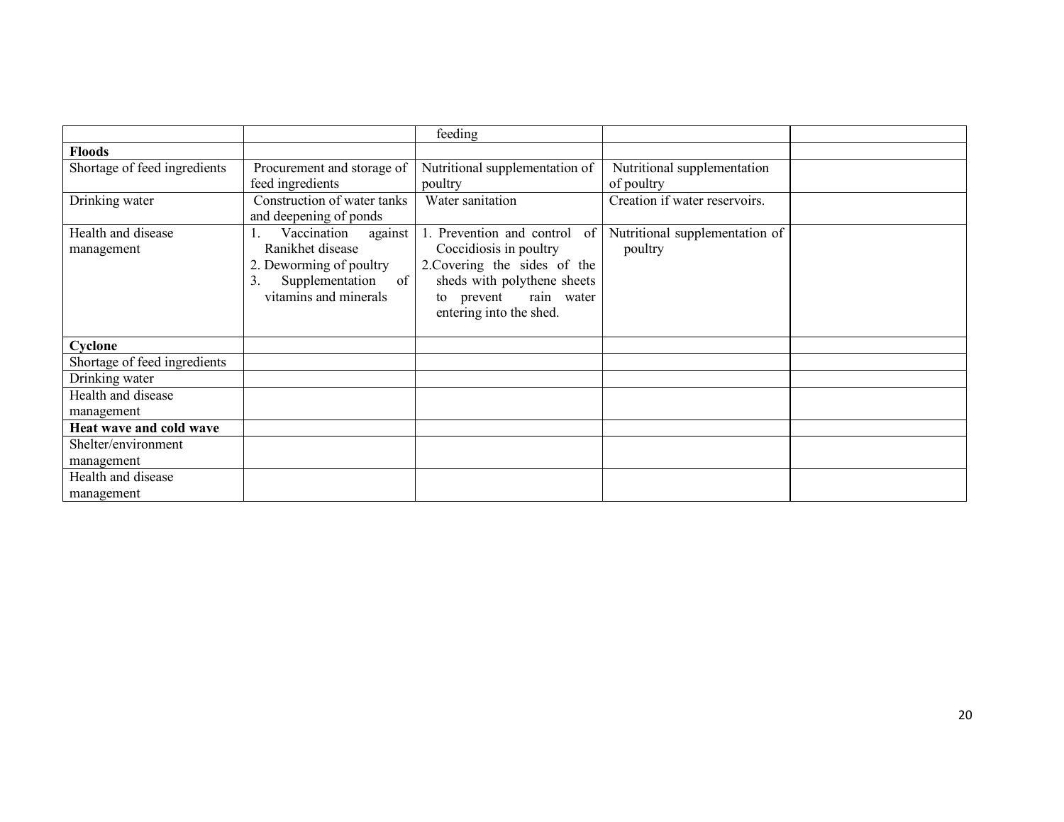| | | | | |
|---|---|---|---|---|
| | | feeding | | |
| **Floods** | | | | |
| Shortage of feed ingredients | Procurement and storage of feed ingredients | Nutritional supplementation of poultry | Nutritional supplementation of poultry | |
| Drinking water | Construction of water tanks and deepening of ponds | Water sanitation | Creation if water reservoirs. | |
| Health and disease management | 1. Vaccination against Ranikhet disease<br>2. Deworming of poultry<br>3. Supplementation of vitamins and minerals | 1. Prevention and control of Coccidiosis in poultry<br>2.Covering the sides of the sheds with polythene sheets to prevent rain water entering into the shed. | Nutritional supplementation of poultry | |
| **Cyclone** | | | | |
| Shortage of feed ingredients | | | | |
| Drinking water | | | | |
| Health and disease management | | | | |
| **Heat wave and cold wave** | | | | |
| Shelter/environment management | | | | |
| Health and disease management | | | | |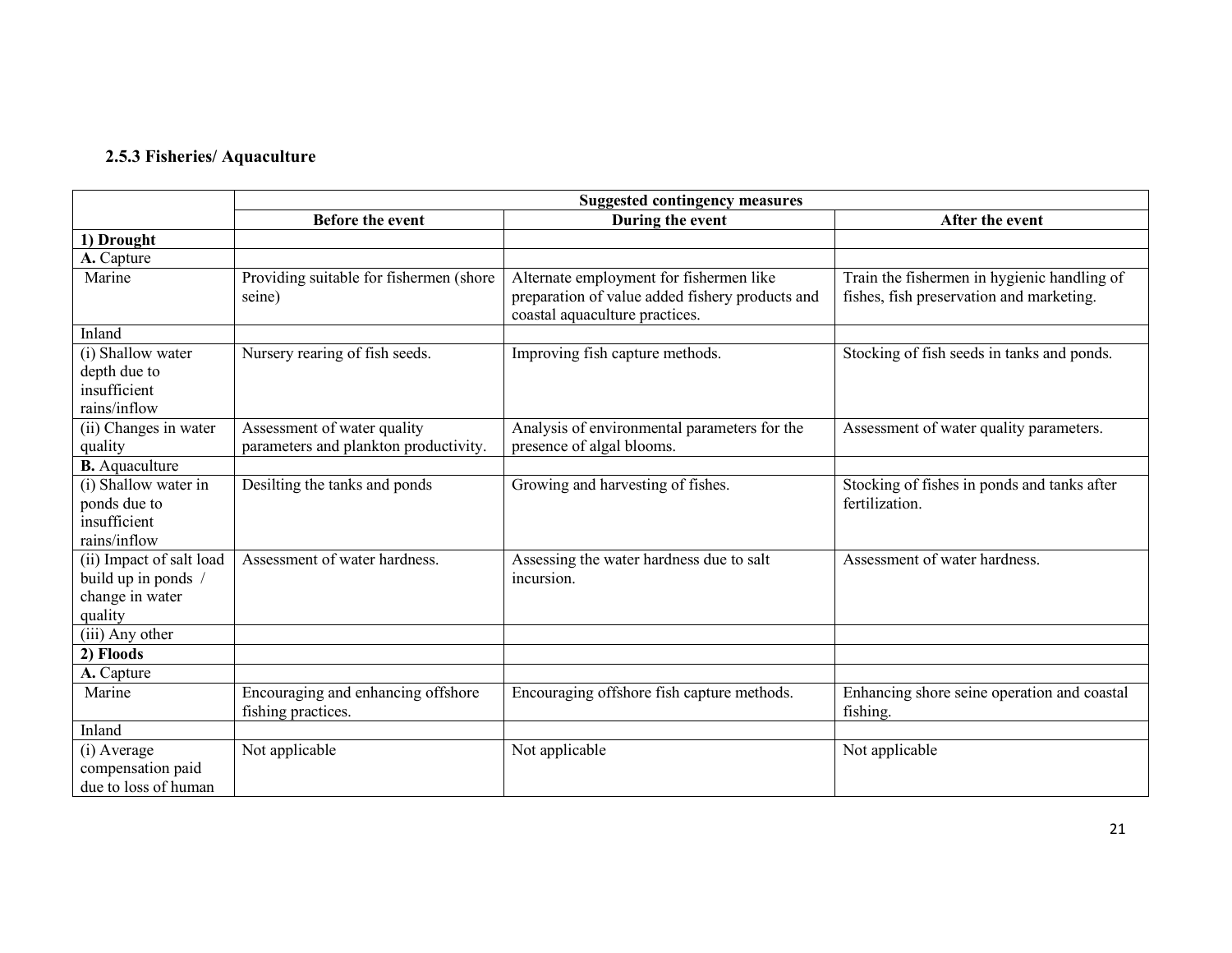### 2.5.3 Fisheries/ Aquaculture

| | Suggested contingency measures | | |
|---|---|---|---|
| | **Before the event** | **During the event** | **After the event** |
| **1) Drought** | | | |
| **A.** Capture | | | |
| Marine | Providing suitable for fishermen (shore seine) | Alternate employment for fishermen like preparation of value added fishery products and coastal aquaculture practices. | Train the fishermen in hygienic handling of fishes, fish preservation and marketing. |
| Inland | | | |
| (i) Shallow water depth due to insufficient rains/inflow | Nursery rearing of fish seeds. | Improving fish capture methods. | Stocking of fish seeds in tanks and ponds. |
| (ii) Changes in water quality | Assessment of water quality parameters and plankton productivity. | Analysis of environmental parameters for the presence of algal blooms. | Assessment of water quality parameters. |
| **B.** Aquaculture | | | |
| (i) Shallow water in ponds due to insufficient rains/inflow | Desilting the tanks and ponds | Growing and harvesting of fishes. | Stocking of fishes in ponds and tanks after fertilization. |
| (ii) Impact of salt load build up in ponds / change in water quality | Assessment of water hardness. | Assessing the water hardness due to salt incursion. | Assessment of water hardness. |
| (iii) Any other | | | |
| **2) Floods** | | | |
| **A.** Capture | | | |
| Marine | Encouraging and enhancing offshore fishing practices. | Encouraging offshore fish capture methods. | Enhancing shore seine operation and coastal fishing. |
| Inland | | | |
| (i) Average compensation paid due to loss of human | Not applicable | Not applicable | Not applicable |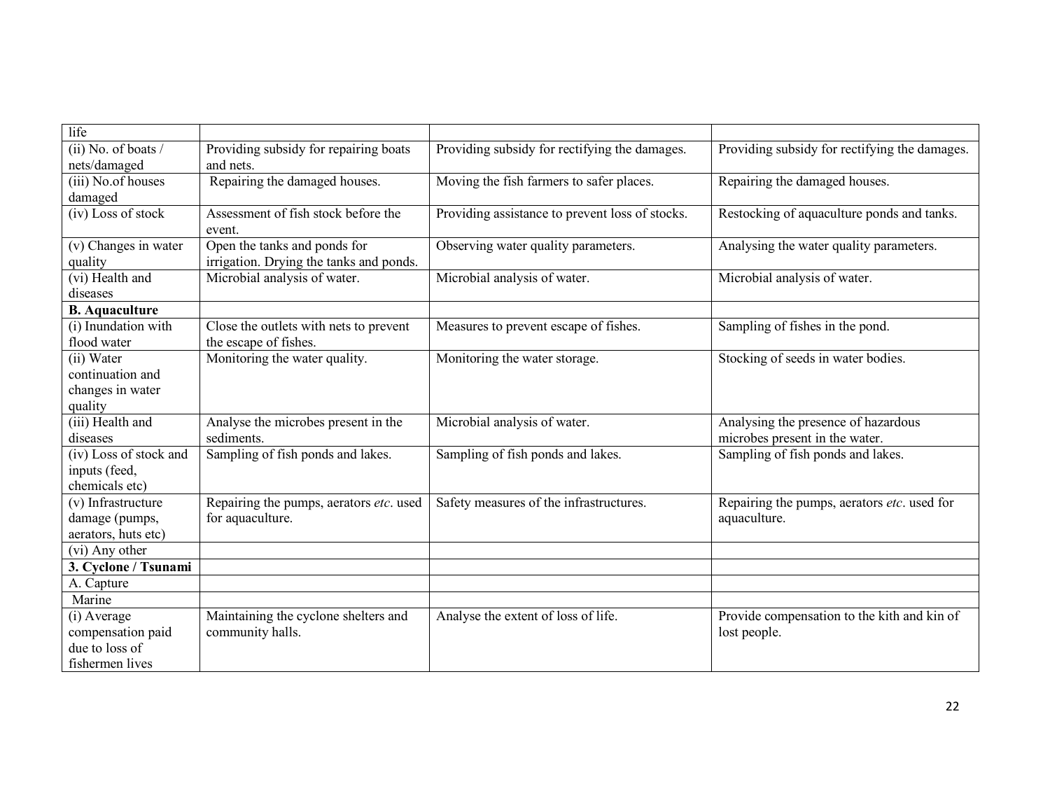| | | | |
|---|---|---|---|
| life | | | |
| (ii) No. of boats / nets/damaged | Providing subsidy for repairing boats and nets. | Providing subsidy for rectifying the damages. | Providing subsidy for rectifying the damages. |
| (iii) No.of houses damaged | Repairing the damaged houses. | Moving the fish farmers to safer places. | Repairing the damaged houses. |
| (iv) Loss of stock | Assessment of fish stock before the event. | Providing assistance to prevent loss of stocks. | Restocking of aquaculture ponds and tanks. |
| (v) Changes in water quality | Open the tanks and ponds for irrigation. Drying the tanks and ponds. | Observing water quality parameters. | Analysing the water quality parameters. |
| (vi) Health and diseases | Microbial analysis of water. | Microbial analysis of water. | Microbial analysis of water. |
| **B. Aquaculture** | | | |
| (i) Inundation with flood water | Close the outlets with nets to prevent the escape of fishes. | Measures to prevent escape of fishes. | Sampling of fishes in the pond. |
| (ii) Water continuation and changes in water quality | Monitoring the water quality. | Monitoring the water storage. | Stocking of seeds in water bodies. |
| (iii) Health and diseases | Analyse the microbes present in the sediments. | Microbial analysis of water. | Analysing the presence of hazardous microbes present in the water. |
| (iv) Loss of stock and inputs (feed, chemicals etc) | Sampling of fish ponds and lakes. | Sampling of fish ponds and lakes. | Sampling of fish ponds and lakes. |
| (v) Infrastructure damage (pumps, aerators, huts etc) | Repairing the pumps, aerators *etc*. used for aquaculture. | Safety measures of the infrastructures. | Repairing the pumps, aerators *etc*. used for aquaculture. |
| (vi) Any other | | | |
| **3. Cyclone / Tsunami** | | | |
| A. Capture | | | |
| Marine | | | |
| (i) Average compensation paid due to loss of fishermen lives | Maintaining the cyclone shelters and community halls. | Analyse the extent of loss of life. | Provide compensation to the kith and kin of lost people. |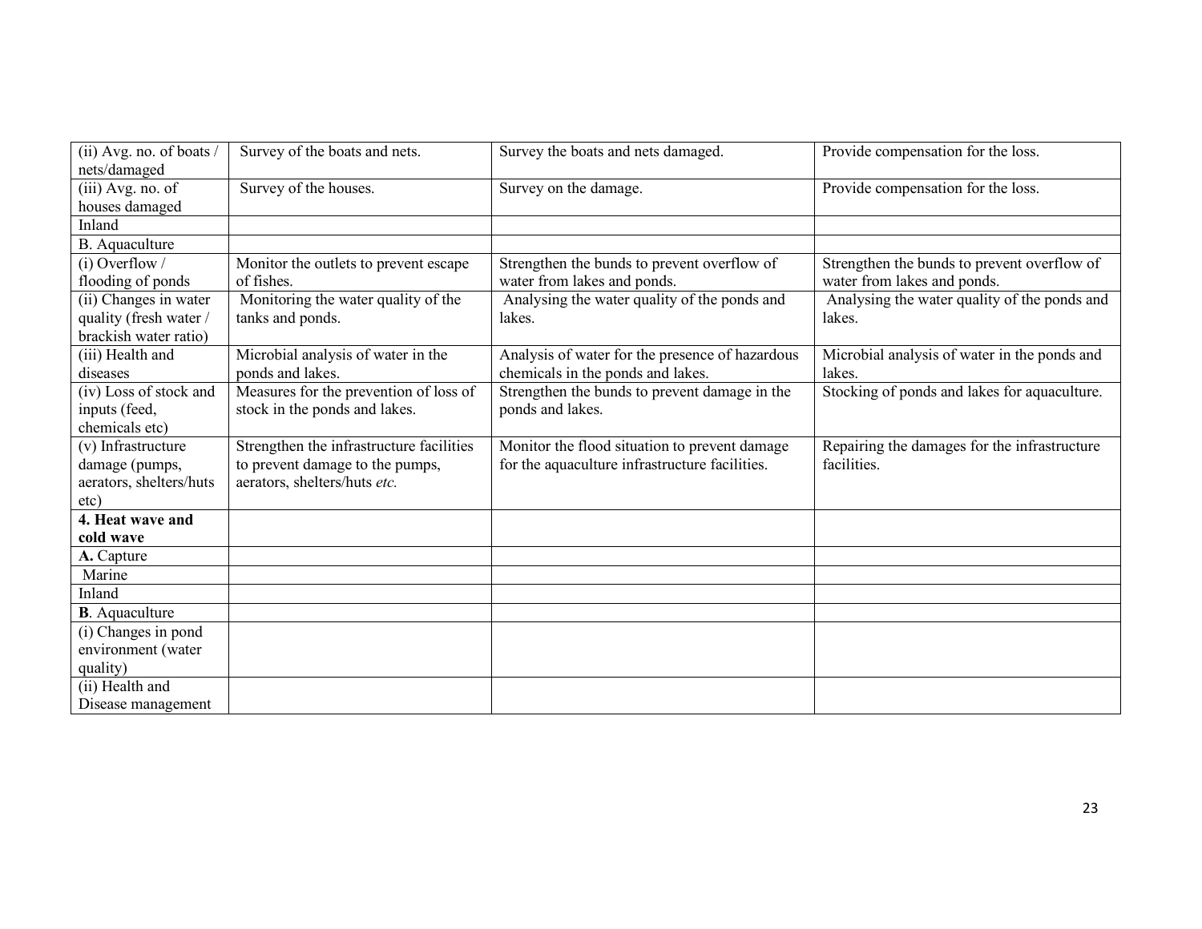| | | | |
|---|---|---|---|
| (ii) Avg. no. of boats / nets/damaged | Survey of the boats and nets. | Survey the boats and nets damaged. | Provide compensation for the loss. |
| (iii) Avg. no. of houses damaged | Survey of the houses. | Survey on the damage. | Provide compensation for the loss. |
| Inland | | | |
| B. Aquaculture | | | |
| (i) Overflow / flooding of ponds | Monitor the outlets to prevent escape of fishes. | Strengthen the bunds to prevent overflow of water from lakes and ponds. | Strengthen the bunds to prevent overflow of water from lakes and ponds. |
| (ii) Changes in water quality (fresh water / brackish water ratio) | Monitoring the water quality of the tanks and ponds. | Analysing the water quality of the ponds and lakes. | Analysing the water quality of the ponds and lakes. |
| (iii) Health and diseases | Microbial analysis of water in the ponds and lakes. | Analysis of water for the presence of hazardous chemicals in the ponds and lakes. | Microbial analysis of water in the ponds and lakes. |
| (iv) Loss of stock and inputs (feed, chemicals etc) | Measures for the prevention of loss of stock in the ponds and lakes. | Strengthen the bunds to prevent damage in the ponds and lakes. | Stocking of ponds and lakes for aquaculture. |
| (v) Infrastructure damage (pumps, aerators, shelters/huts etc) | Strengthen the infrastructure facilities to prevent damage to the pumps, aerators, shelters/huts *etc.* | Monitor the flood situation to prevent damage for the aquaculture infrastructure facilities. | Repairing the damages for the infrastructure facilities. |
| **4. Heat wave and cold wave** | | | |
| **A.** Capture | | | |
| Marine | | | |
| Inland | | | |
| **B**. Aquaculture | | | |
| (i) Changes in pond environment (water quality) | | | |
| (ii) Health and Disease management | | | |